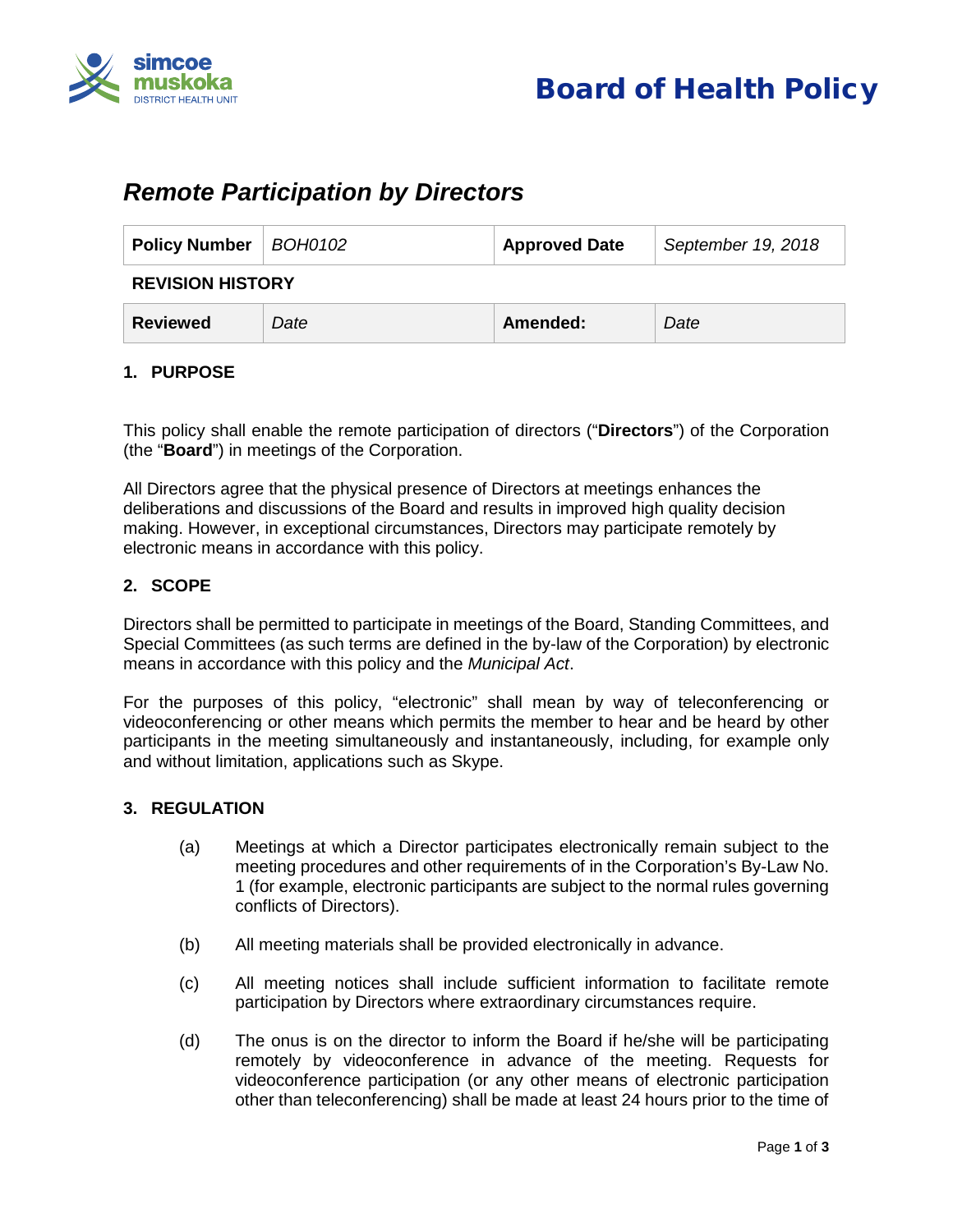Board of Health Policy

# *Remote Participation by Directors*

| **Policy Number** | *BOH0102* | **Approved Date** | *September 19, 2018* |
|---|---|---|---|

**REVISION HISTORY**

| **Reviewed** | *Date* | **Amended:** | *Date* |
|---|---|---|---|

## 1. PURPOSE

This policy shall enable the remote participation of directors ("**Directors**") of the Corporation (the "**Board**") in meetings of the Corporation.

All Directors agree that the physical presence of Directors at meetings enhances the deliberations and discussions of the Board and results in improved high quality decision making. However, in exceptional circumstances, Directors may participate remotely by electronic means in accordance with this policy.

## 2. SCOPE

Directors shall be permitted to participate in meetings of the Board, Standing Committees, and Special Committees (as such terms are defined in the by-law of the Corporation) by electronic means in accordance with this policy and the *Municipal Act*.

For the purposes of this policy, "electronic" shall mean by way of teleconferencing or videoconferencing or other means which permits the member to hear and be heard by other participants in the meeting simultaneously and instantaneously, including, for example only and without limitation, applications such as Skype.

## 3. REGULATION

(a) Meetings at which a Director participates electronically remain subject to the meeting procedures and other requirements of in the Corporation's By-Law No. 1 (for example, electronic participants are subject to the normal rules governing conflicts of Directors).

(b) All meeting materials shall be provided electronically in advance.

(c) All meeting notices shall include sufficient information to facilitate remote participation by Directors where extraordinary circumstances require.

(d) The onus is on the director to inform the Board if he/she will be participating remotely by videoconference in advance of the meeting. Requests for videoconference participation (or any other means of electronic participation other than teleconferencing) shall be made at least 24 hours prior to the time of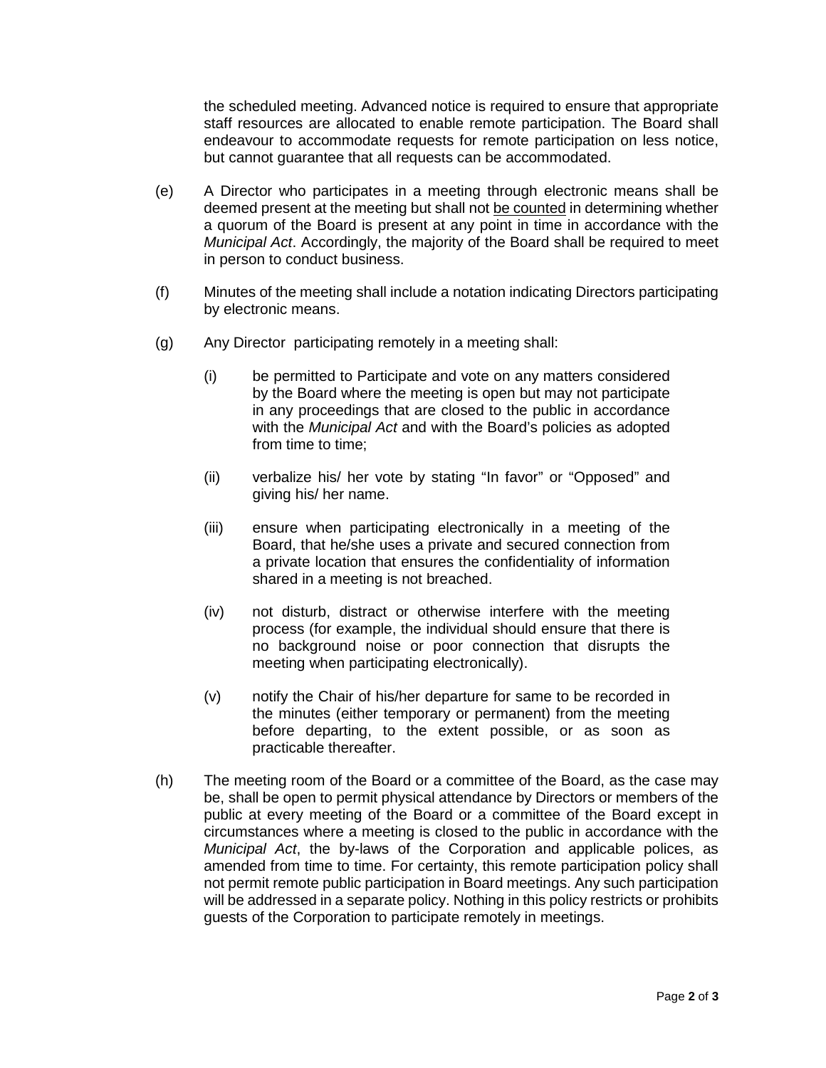the scheduled meeting. Advanced notice is required to ensure that appropriate staff resources are allocated to enable remote participation. The Board shall endeavour to accommodate requests for remote participation on less notice, but cannot guarantee that all requests can be accommodated.

(e) A Director who participates in a meeting through electronic means shall be deemed present at the meeting but shall not <u>be counted</u> in determining whether a quorum of the Board is present at any point in time in accordance with the *Municipal Act*. Accordingly, the majority of the Board shall be required to meet in person to conduct business.

(f) Minutes of the meeting shall include a notation indicating Directors participating by electronic means.

(g) Any Director participating remotely in a meeting shall:

   (i) be permitted to Participate and vote on any matters considered by the Board where the meeting is open but may not participate in any proceedings that are closed to the public in accordance with the *Municipal Act* and with the Board's policies as adopted from time to time;

   (ii) verbalize his/ her vote by stating "In favor" or "Opposed" and giving his/ her name.

   (iii) ensure when participating electronically in a meeting of the Board, that he/she uses a private and secured connection from a private location that ensures the confidentiality of information shared in a meeting is not breached.

   (iv) not disturb, distract or otherwise interfere with the meeting process (for example, the individual should ensure that there is no background noise or poor connection that disrupts the meeting when participating electronically).

   (v) notify the Chair of his/her departure for same to be recorded in the minutes (either temporary or permanent) from the meeting before departing, to the extent possible, or as soon as practicable thereafter.

(h) The meeting room of the Board or a committee of the Board, as the case may be, shall be open to permit physical attendance by Directors or members of the public at every meeting of the Board or a committee of the Board except in circumstances where a meeting is closed to the public in accordance with the *Municipal Act*, the by-laws of the Corporation and applicable polices, as amended from time to time. For certainty, this remote participation policy shall not permit remote public participation in Board meetings. Any such participation will be addressed in a separate policy. Nothing in this policy restricts or prohibits guests of the Corporation to participate remotely in meetings.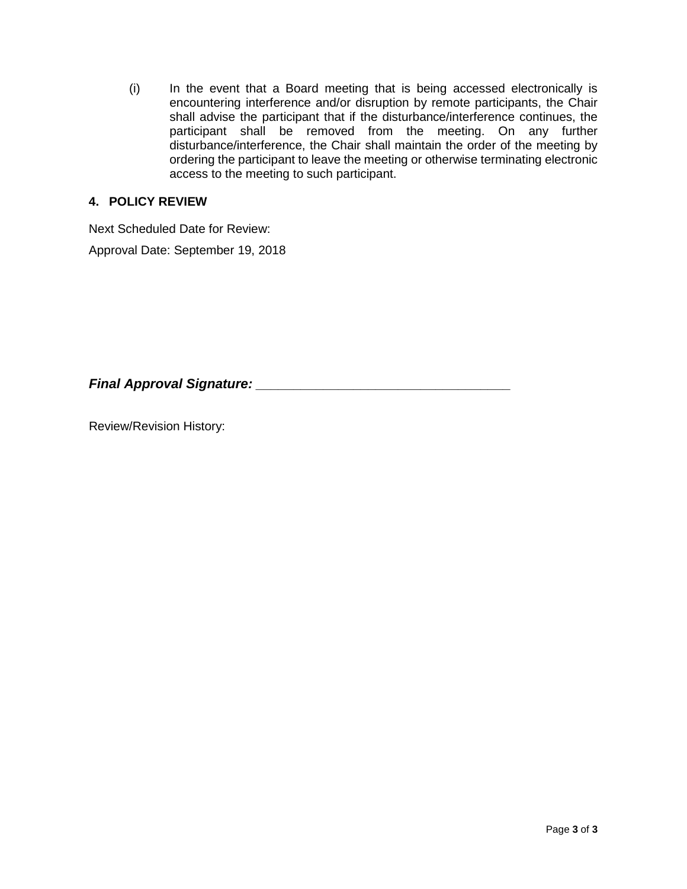(i) In the event that a Board meeting that is being accessed electronically is encountering interference and/or disruption by remote participants, the Chair shall advise the participant that if the disturbance/interference continues, the participant shall be removed from the meeting. On any further disturbance/interference, the Chair shall maintain the order of the meeting by ordering the participant to leave the meeting or otherwise terminating electronic access to the meeting to such participant.

## 4. POLICY REVIEW

Next Scheduled Date for Review:

Approval Date: September 19, 2018

***Final Approval Signature: ___________________________________***

Review/Revision History: